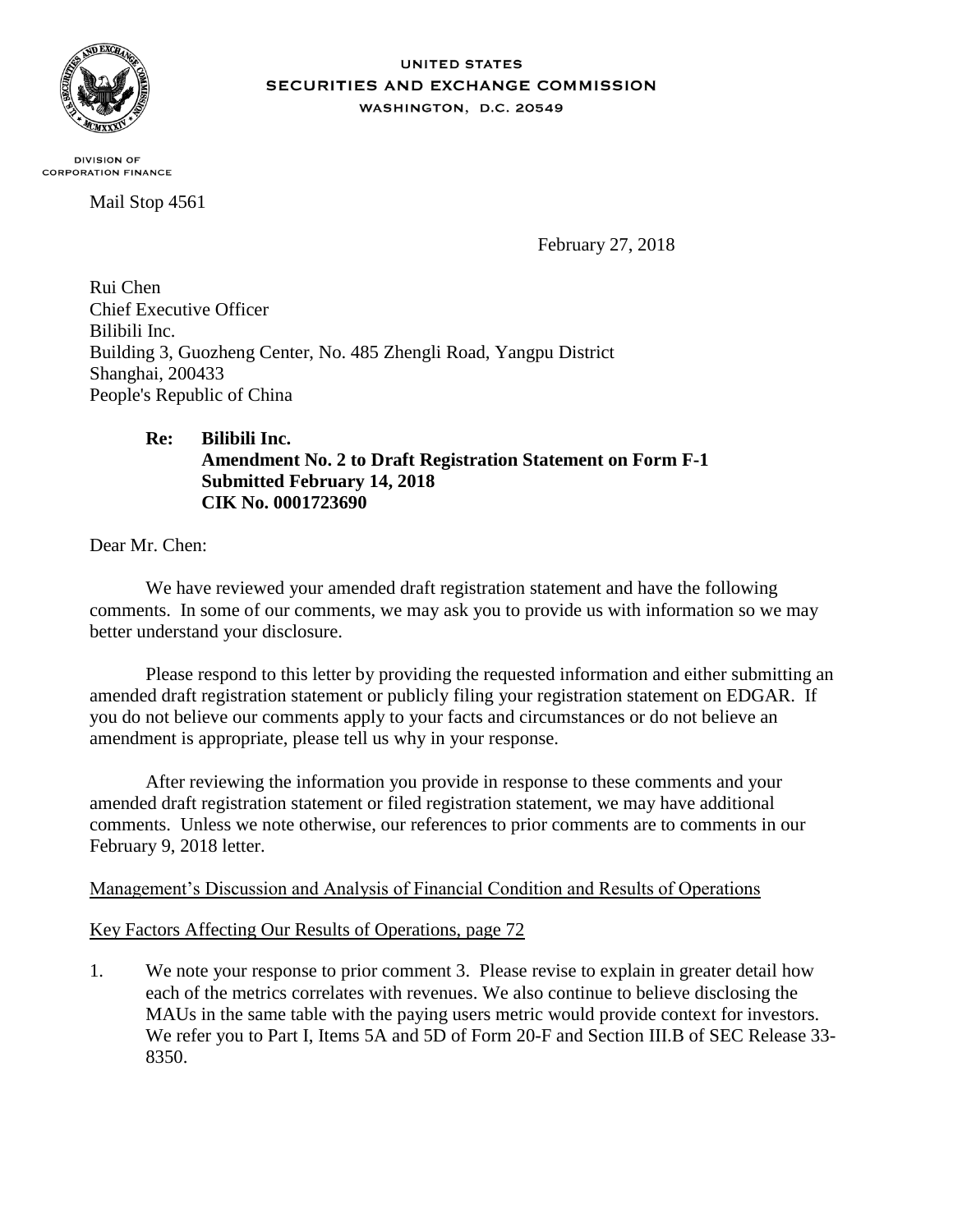UNITED STATES
SECURITIES AND EXCHANGE COMMISSION
WASHINGTON, D.C. 20549

DIVISION OF
CORPORATION FINANCE

Mail Stop 4561

February 27, 2018

Rui Chen
Chief Executive Officer
Bilibili Inc.
Building 3, Guozheng Center, No. 485 Zhengli Road, Yangpu District
Shanghai, 200433
People's Republic of China

**Re: Bilibili Inc.**
**Amendment No. 2 to Draft Registration Statement on Form F-1**
**Submitted February 14, 2018**
**CIK No. 0001723690**

Dear Mr. Chen:

We have reviewed your amended draft registration statement and have the following comments. In some of our comments, we may ask you to provide us with information so we may better understand your disclosure.

Please respond to this letter by providing the requested information and either submitting an amended draft registration statement or publicly filing your registration statement on EDGAR. If you do not believe our comments apply to your facts and circumstances or do not believe an amendment is appropriate, please tell us why in your response.

After reviewing the information you provide in response to these comments and your amended draft registration statement or filed registration statement, we may have additional comments. Unless we note otherwise, our references to prior comments are to comments in our February 9, 2018 letter.

Management's Discussion and Analysis of Financial Condition and Results of Operations

Key Factors Affecting Our Results of Operations, page 72

1. We note your response to prior comment 3. Please revise to explain in greater detail how each of the metrics correlates with revenues. We also continue to believe disclosing the MAUs in the same table with the paying users metric would provide context for investors. We refer you to Part I, Items 5A and 5D of Form 20-F and Section III.B of SEC Release 33-8350.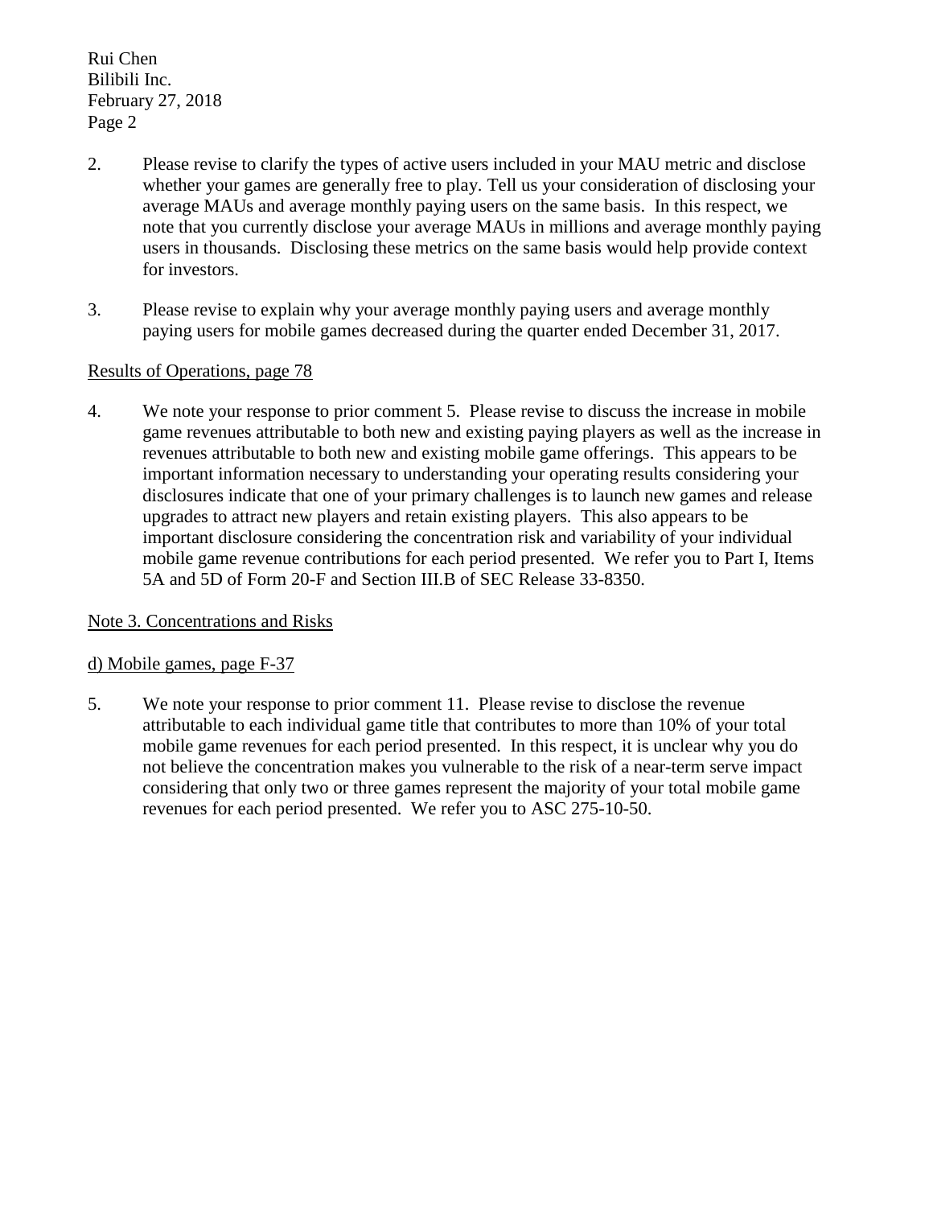2. Please revise to clarify the types of active users included in your MAU metric and disclose whether your games are generally free to play. Tell us your consideration of disclosing your average MAUs and average monthly paying users on the same basis. In this respect, we note that you currently disclose your average MAUs in millions and average monthly paying users in thousands. Disclosing these metrics on the same basis would help provide context for investors.

3. Please revise to explain why your average monthly paying users and average monthly paying users for mobile games decreased during the quarter ended December 31, 2017.

Results of Operations, page 78

4. We note your response to prior comment 5. Please revise to discuss the increase in mobile game revenues attributable to both new and existing paying players as well as the increase in revenues attributable to both new and existing mobile game offerings. This appears to be important information necessary to understanding your operating results considering your disclosures indicate that one of your primary challenges is to launch new games and release upgrades to attract new players and retain existing players. This also appears to be important disclosure considering the concentration risk and variability of your individual mobile game revenue contributions for each period presented. We refer you to Part I, Items 5A and 5D of Form 20-F and Section III.B of SEC Release 33-8350.

Note 3. Concentrations and Risks

d) Mobile games, page F-37

5. We note your response to prior comment 11. Please revise to disclose the revenue attributable to each individual game title that contributes to more than 10% of your total mobile game revenues for each period presented. In this respect, it is unclear why you do not believe the concentration makes you vulnerable to the risk of a near-term serve impact considering that only two or three games represent the majority of your total mobile game revenues for each period presented. We refer you to ASC 275-10-50.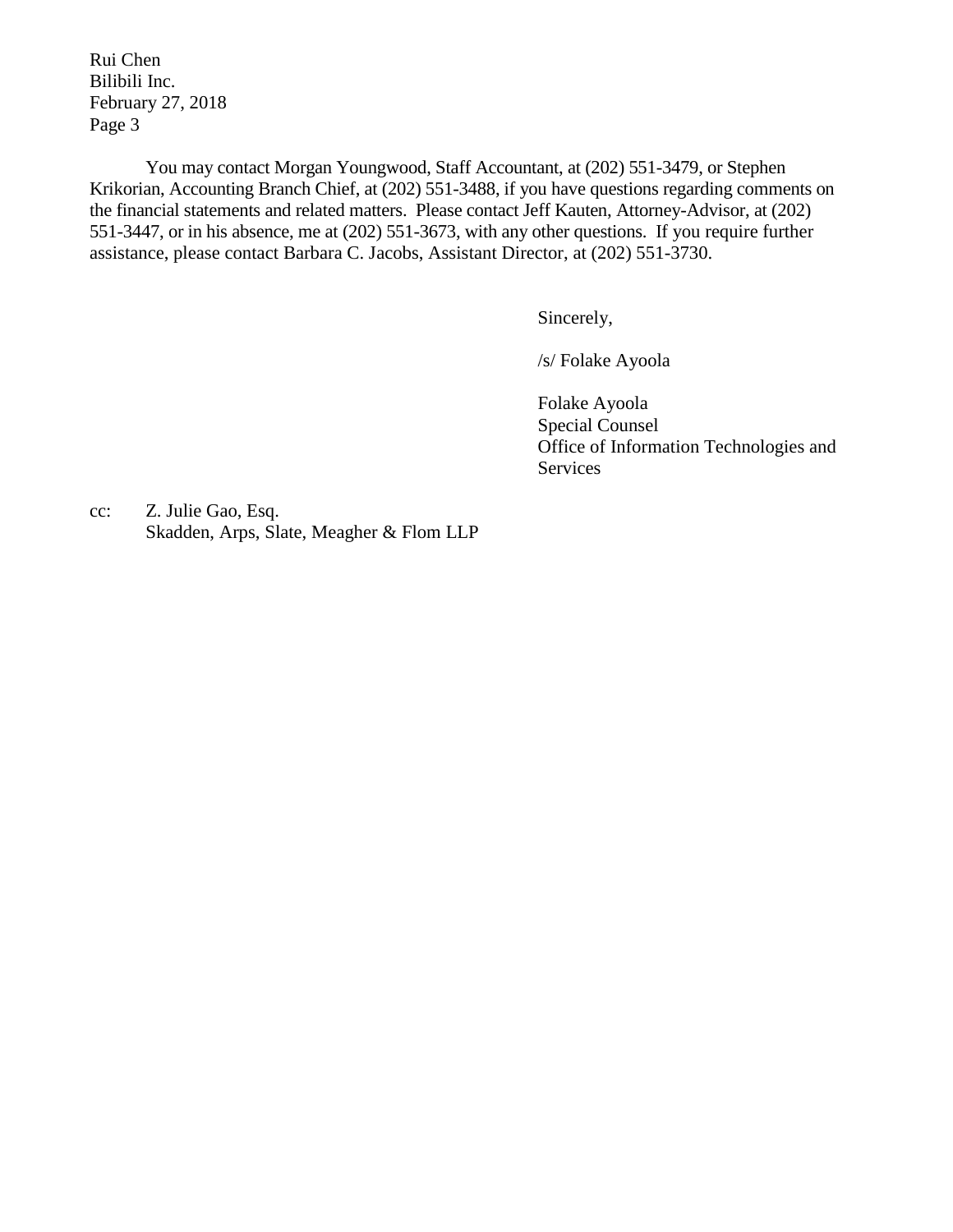You may contact Morgan Youngwood, Staff Accountant, at (202) 551-3479, or Stephen Krikorian, Accounting Branch Chief, at (202) 551-3488, if you have questions regarding comments on the financial statements and related matters. Please contact Jeff Kauten, Attorney-Advisor, at (202) 551-3447, or in his absence, me at (202) 551-3673, with any other questions. If you require further assistance, please contact Barbara C. Jacobs, Assistant Director, at (202) 551-3730.

Sincerely,

/s/ Folake Ayoola

Folake Ayoola
Special Counsel
Office of Information Technologies and Services

cc: Z. Julie Gao, Esq.
Skadden, Arps, Slate, Meagher & Flom LLP